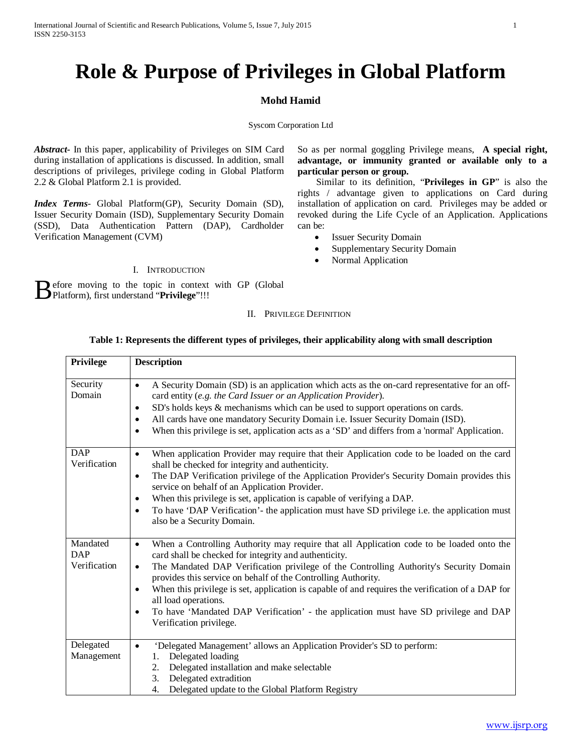# Role & Purpose of Privileges in Global Platform

**Mohd Hamid**

Syscom Corporation Ltd

***Abstract*-** In this paper, applicability of Privileges on SIM Card during installation of applications is discussed. In addition, small descriptions of privileges, privilege coding in Global Platform 2.2 & Global Platform 2.1 is provided.

***Index Terms*-** Global Platform(GP), Security Domain (SD), Issuer Security Domain (ISD), Supplementary Security Domain (SSD), Data Authentication Pattern (DAP), Cardholder Verification Management (CVM)

## I. Introduction

Before moving to the topic in context with GP (Global Platform), first understand "**Privilege**"!!!

So as per normal goggling Privilege means, **A special right, advantage, or immunity granted or available only to a particular person or group.**

Similar to its definition, "**Privileges in GP**" is also the rights / advantage given to applications on Card during installation of application on card. Privileges may be added or revoked during the Life Cycle of an Application. Applications can be:

- Issuer Security Domain
- Supplementary Security Domain
- Normal Application

## II. Privilege Definition

**Table 1: Represents the different types of privileges, their applicability along with small description**

| Privilege | Description |
|---|---|
| Security Domain | • A Security Domain (SD) is an application which acts as the on-card representative for an off-card entity (*e.g. the Card Issuer or an Application Provider*).<br>• SD's holds keys & mechanisms which can be used to support operations on cards.<br>• All cards have one mandatory Security Domain i.e. Issuer Security Domain (ISD).<br>• When this privilege is set, application acts as a 'SD' and differs from a 'normal' Application. |
| DAP Verification | • When application Provider may require that their Application code to be loaded on the card shall be checked for integrity and authenticity.<br>• The DAP Verification privilege of the Application Provider's Security Domain provides this service on behalf of an Application Provider.<br>• When this privilege is set, application is capable of verifying a DAP.<br>• To have 'DAP Verification'- the application must have SD privilege i.e. the application must also be a Security Domain. |
| Mandated DAP Verification | • When a Controlling Authority may require that all Application code to be loaded onto the card shall be checked for integrity and authenticity.<br>• The Mandated DAP Verification privilege of the Controlling Authority's Security Domain provides this service on behalf of the Controlling Authority.<br>• When this privilege is set, application is capable of and requires the verification of a DAP for all load operations.<br>• To have 'Mandated DAP Verification' - the application must have SD privilege and DAP Verification privilege. |
| Delegated Management | • 'Delegated Management' allows an Application Provider's SD to perform:<br>1. Delegated loading<br>2. Delegated installation and make selectable<br>3. Delegated extradition<br>4. Delegated update to the Global Platform Registry |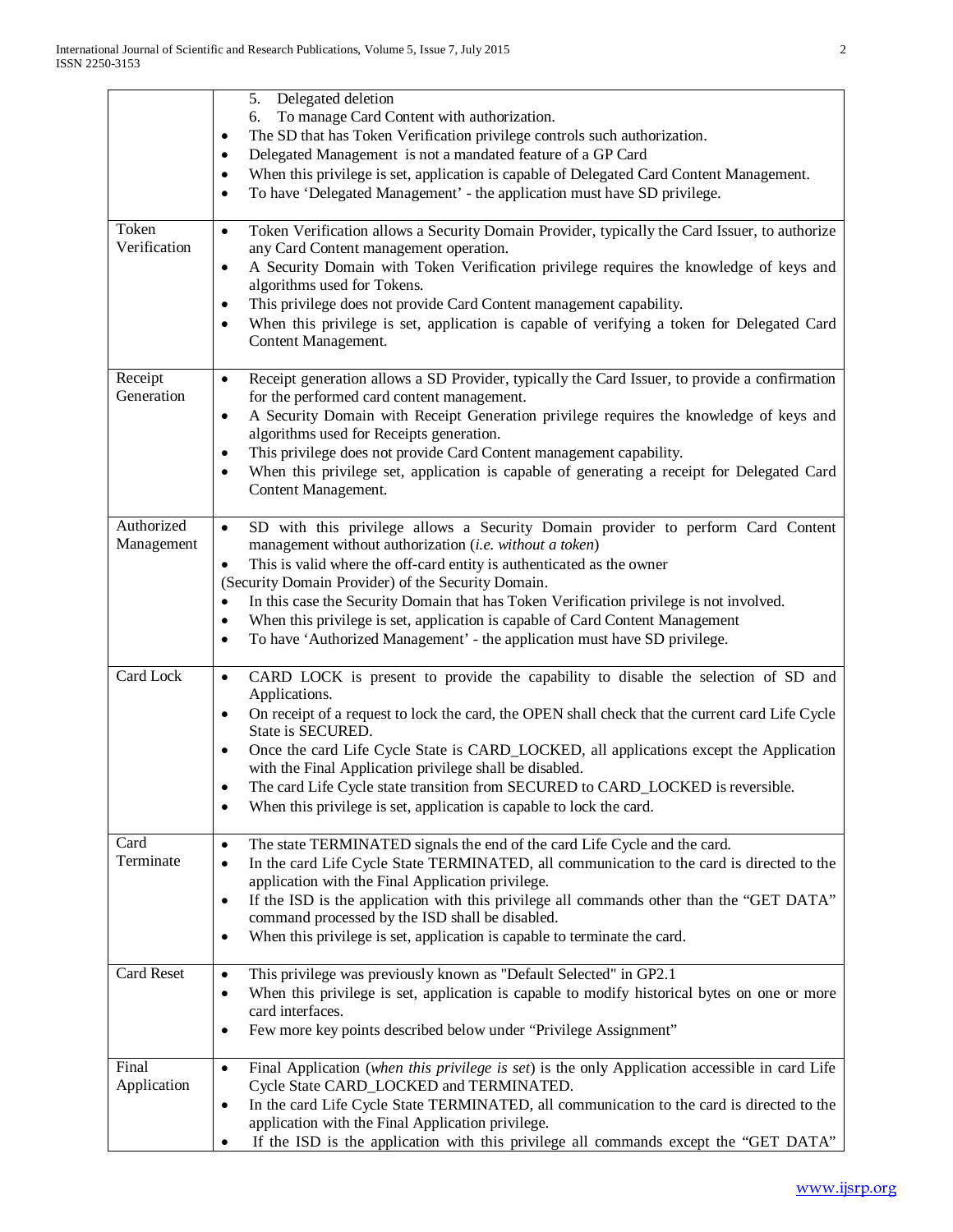| | |
|---|---|
| | 5. Delegated deletion<br>6. To manage Card Content with authorization.<br>• The SD that has Token Verification privilege controls such authorization.<br>• Delegated Management is not a mandated feature of a GP Card<br>• When this privilege is set, application is capable of Delegated Card Content Management.<br>• To have 'Delegated Management' - the application must have SD privilege. |
| Token Verification | • Token Verification allows a Security Domain Provider, typically the Card Issuer, to authorize any Card Content management operation.<br>• A Security Domain with Token Verification privilege requires the knowledge of keys and algorithms used for Tokens.<br>• This privilege does not provide Card Content management capability.<br>• When this privilege is set, application is capable of verifying a token for Delegated Card Content Management. |
| Receipt Generation | • Receipt generation allows a SD Provider, typically the Card Issuer, to provide a confirmation for the performed card content management.<br>• A Security Domain with Receipt Generation privilege requires the knowledge of keys and algorithms used for Receipts generation.<br>• This privilege does not provide Card Content management capability.<br>• When this privilege set, application is capable of generating a receipt for Delegated Card Content Management. |
| Authorized Management | • SD with this privilege allows a Security Domain provider to perform Card Content management without authorization (*i.e. without a token*)<br>• This is valid where the off-card entity is authenticated as the owner (Security Domain Provider) of the Security Domain.<br>• In this case the Security Domain that has Token Verification privilege is not involved.<br>• When this privilege is set, application is capable of Card Content Management<br>• To have 'Authorized Management' - the application must have SD privilege. |
| Card Lock | • CARD LOCK is present to provide the capability to disable the selection of SD and Applications.<br>• On receipt of a request to lock the card, the OPEN shall check that the current card Life Cycle State is SECURED.<br>• Once the card Life Cycle State is CARD_LOCKED, all applications except the Application with the Final Application privilege shall be disabled.<br>• The card Life Cycle state transition from SECURED to CARD_LOCKED is reversible.<br>• When this privilege is set, application is capable to lock the card. |
| Card Terminate | • The state TERMINATED signals the end of the card Life Cycle and the card.<br>• In the card Life Cycle State TERMINATED, all communication to the card is directed to the application with the Final Application privilege.<br>• If the ISD is the application with this privilege all commands other than the "GET DATA" command processed by the ISD shall be disabled.<br>• When this privilege is set, application is capable to terminate the card. |
| Card Reset | • This privilege was previously known as "Default Selected" in GP2.1<br>• When this privilege is set, application is capable to modify historical bytes on one or more card interfaces.<br>• Few more key points described below under "Privilege Assignment" |
| Final Application | • Final Application (*when this privilege is set*) is the only Application accessible in card Life Cycle State CARD_LOCKED and TERMINATED.<br>• In the card Life Cycle State TERMINATED, all communication to the card is directed to the application with the Final Application privilege.<br>• If the ISD is the application with this privilege all commands except the "GET DATA" |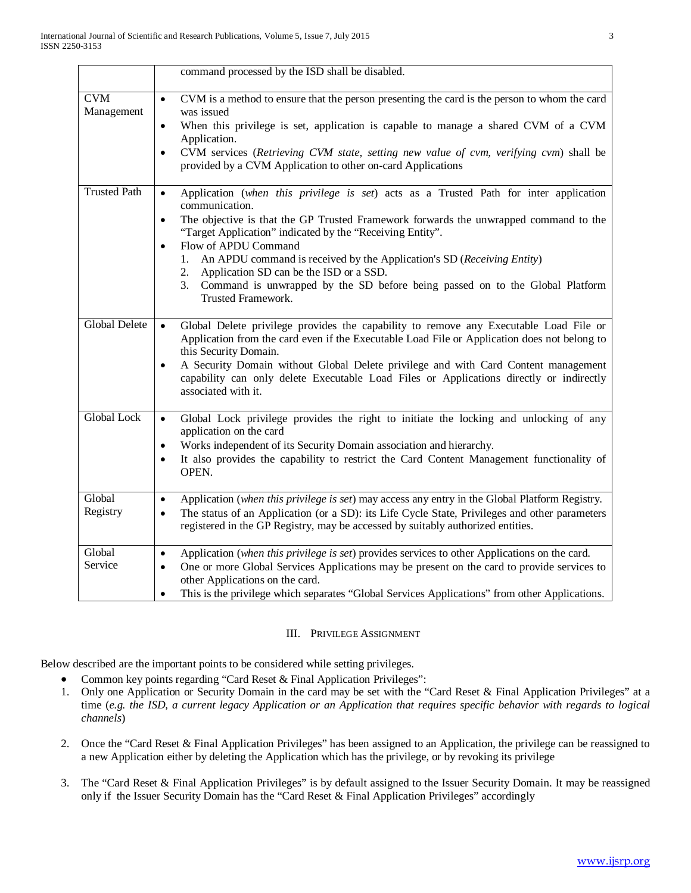| | |
|---|---|
| | command processed by the ISD shall be disabled. |
| CVM Management | • CVM is a method to ensure that the person presenting the card is the person to whom the card was issued<br>• When this privilege is set, application is capable to manage a shared CVM of a CVM Application.<br>• CVM services (*Retrieving CVM state, setting new value of cvm, verifying cvm*) shall be provided by a CVM Application to other on-card Applications |
| Trusted Path | • Application (*when this privilege is set*) acts as a Trusted Path for inter application communication.<br>• The objective is that the GP Trusted Framework forwards the unwrapped command to the "Target Application" indicated by the "Receiving Entity".<br>• Flow of APDU Command<br>1. An APDU command is received by the Application's SD (*Receiving Entity*)<br>2. Application SD can be the ISD or a SSD.<br>3. Command is unwrapped by the SD before being passed on to the Global Platform Trusted Framework. |
| Global Delete | • Global Delete privilege provides the capability to remove any Executable Load File or Application from the card even if the Executable Load File or Application does not belong to this Security Domain.<br>• A Security Domain without Global Delete privilege and with Card Content management capability can only delete Executable Load Files or Applications directly or indirectly associated with it. |
| Global Lock | • Global Lock privilege provides the right to initiate the locking and unlocking of any application on the card<br>• Works independent of its Security Domain association and hierarchy.<br>• It also provides the capability to restrict the Card Content Management functionality of OPEN. |
| Global Registry | • Application (*when this privilege is set*) may access any entry in the Global Platform Registry.<br>• The status of an Application (or a SD): its Life Cycle State, Privileges and other parameters registered in the GP Registry, may be accessed by suitably authorized entities. |
| Global Service | • Application (*when this privilege is set*) provides services to other Applications on the card.<br>• One or more Global Services Applications may be present on the card to provide services to other Applications on the card.<br>• This is the privilege which separates "Global Services Applications" from other Applications. |

## III. Privilege Assignment

Below described are the important points to be considered while setting privileges.

- Common key points regarding "Card Reset & Final Application Privileges":

1. Only one Application or Security Domain in the card may be set with the "Card Reset & Final Application Privileges" at a time (*e.g. the ISD, a current legacy Application or an Application that requires specific behavior with regards to logical channels*)

2. Once the "Card Reset & Final Application Privileges" has been assigned to an Application, the privilege can be reassigned to a new Application either by deleting the Application which has the privilege, or by revoking its privilege

3. The "Card Reset & Final Application Privileges" is by default assigned to the Issuer Security Domain. It may be reassigned only if the Issuer Security Domain has the "Card Reset & Final Application Privileges" accordingly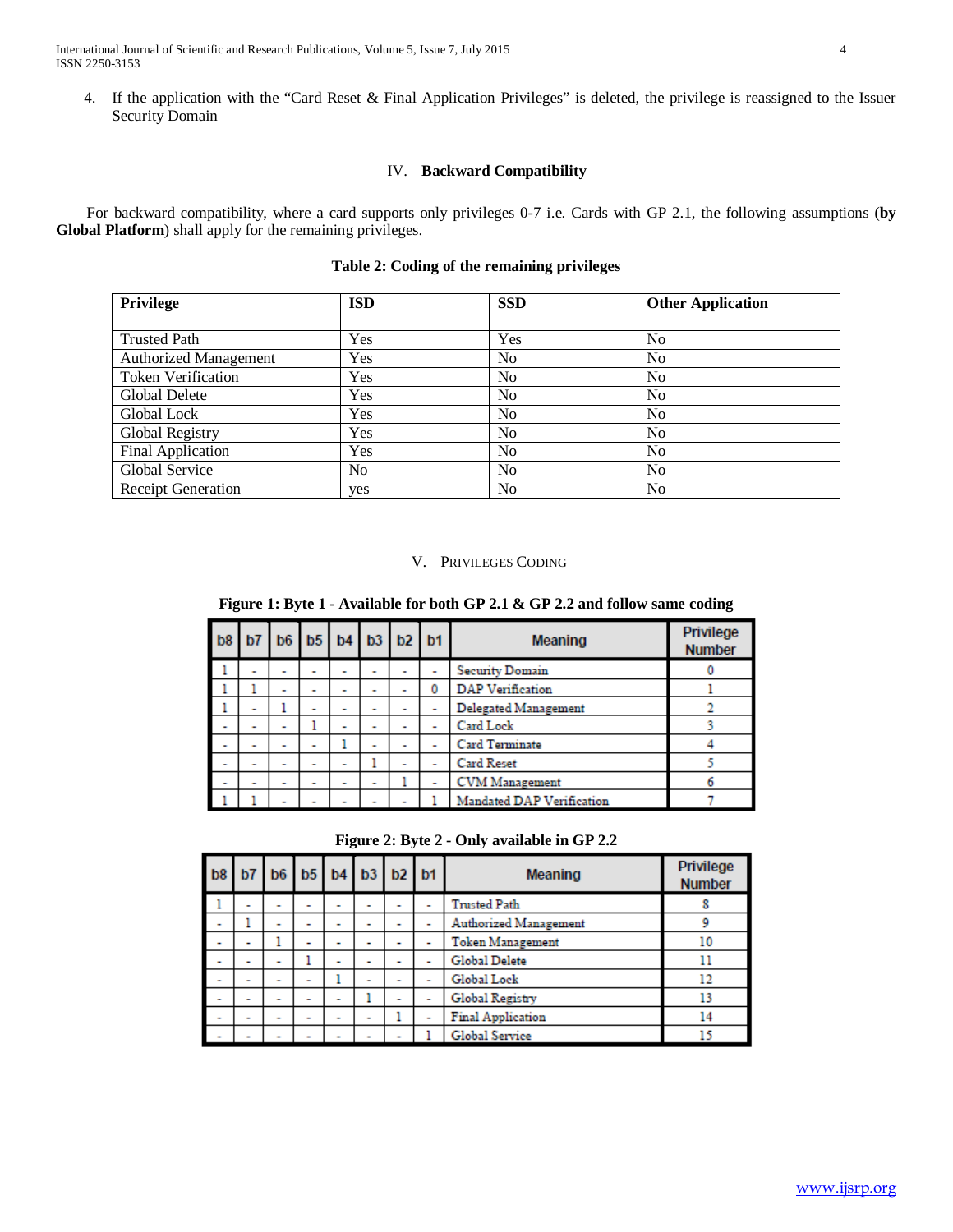4. If the application with the "Card Reset & Final Application Privileges" is deleted, the privilege is reassigned to the Issuer Security Domain

## IV. Backward Compatibility

For backward compatibility, where a card supports only privileges 0-7 i.e. Cards with GP 2.1, the following assumptions (**by Global Platform**) shall apply for the remaining privileges.

**Table 2: Coding of the remaining privileges**

| Privilege | ISD | SSD | Other Application |
|---|---|---|---|
| Trusted Path | Yes | Yes | No |
| Authorized Management | Yes | No | No |
| Token Verification | Yes | No | No |
| Global Delete | Yes | No | No |
| Global Lock | Yes | No | No |
| Global Registry | Yes | No | No |
| Final Application | Yes | No | No |
| Global Service | No | No | No |
| Receipt Generation | yes | No | No |

## V. Privileges Coding

**Figure 1: Byte 1 - Available for both GP 2.1 & GP 2.2 and follow same coding**

| b8 | b7 | b6 | b5 | b4 | b3 | b2 | b1 | Meaning | Privilege Number |
|---|---|---|---|---|---|---|---|---|---|
| 1 | - | - | - | - | - | - | - | Security Domain | 0 |
| 1 | 1 | - | - | - | - | - | 0 | DAP Verification | 1 |
| 1 | - | 1 | - | - | - | - | - | Delegated Management | 2 |
| - | - | - | 1 | - | - | - | - | Card Lock | 3 |
| - | - | - | - | 1 | - | - | - | Card Terminate | 4 |
| - | - | - | - | - | 1 | - | - | Card Reset | 5 |
| - | - | - | - | - | - | 1 | - | CVM Management | 6 |
| 1 | 1 | - | - | - | - | - | 1 | Mandated DAP Verification | 7 |

**Figure 2: Byte 2 - Only available in GP 2.2**

| b8 | b7 | b6 | b5 | b4 | b3 | b2 | b1 | Meaning | Privilege Number |
|---|---|---|---|---|---|---|---|---|---|
| 1 | - | - | - | - | - | - | - | Trusted Path | 8 |
| - | 1 | - | - | - | - | - | - | Authorized Management | 9 |
| - | - | 1 | - | - | - | - | - | Token Management | 10 |
| - | - | - | 1 | - | - | - | - | Global Delete | 11 |
| - | - | - | - | 1 | - | - | - | Global Lock | 12 |
| - | - | - | - | - | 1 | - | - | Global Registry | 13 |
| - | - | - | - | - | - | 1 | - | Final Application | 14 |
| - | - | - | - | - | - | - | 1 | Global Service | 15 |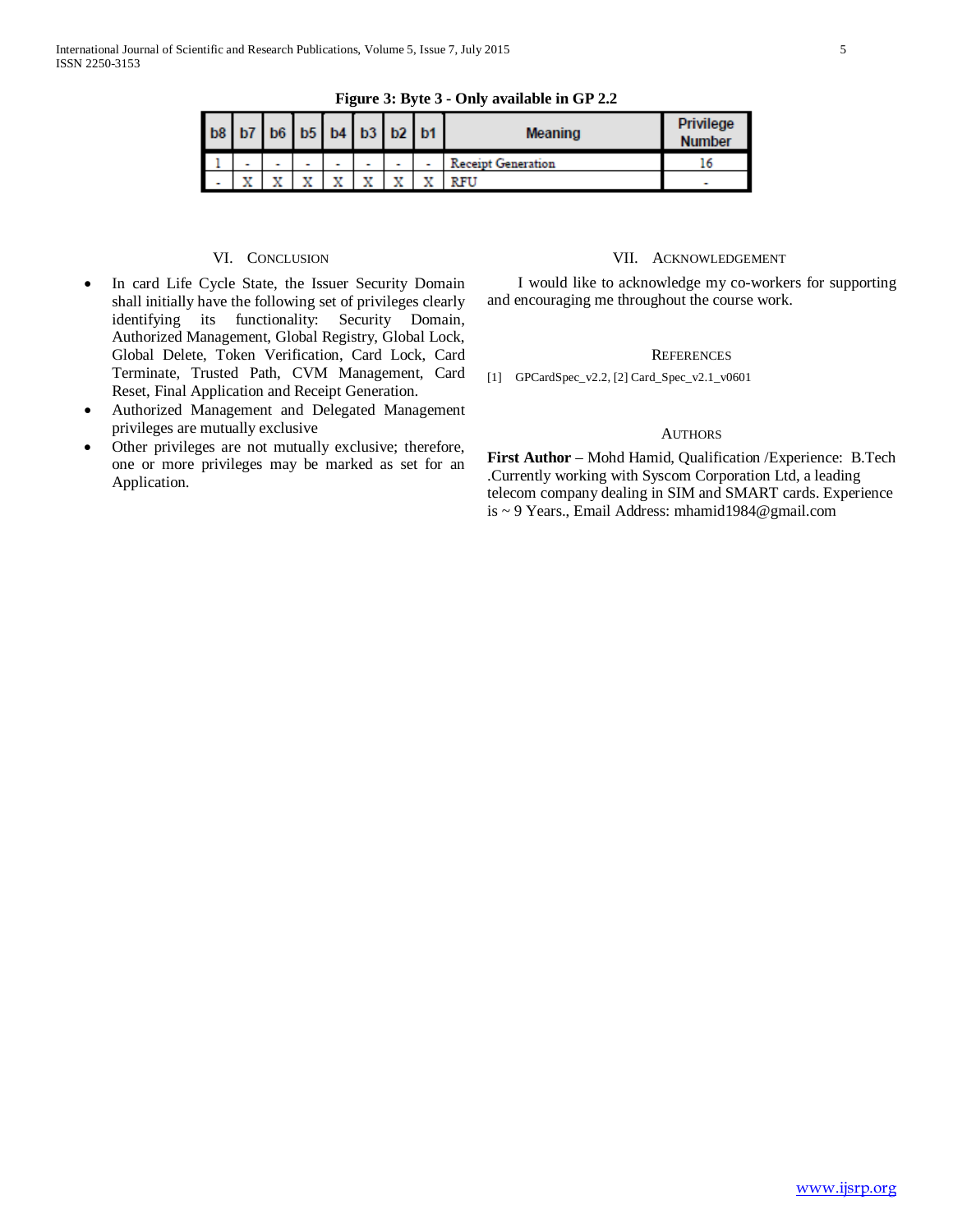**Figure 3: Byte 3 - Only available in GP 2.2**

| b8 | b7 | b6 | b5 | b4 | b3 | b2 | b1 | Meaning | Privilege Number |
|---|---|---|---|---|---|---|---|---|---|
| 1 | - | - | - | - | - | - | - | Receipt Generation | 16 |
| - | X | X | X | X | X | X | X | RFU | - |

## VI. Conclusion

- In card Life Cycle State, the Issuer Security Domain shall initially have the following set of privileges clearly identifying its functionality: Security Domain, Authorized Management, Global Registry, Global Lock, Global Delete, Token Verification, Card Lock, Card Terminate, Trusted Path, CVM Management, Card Reset, Final Application and Receipt Generation.
- Authorized Management and Delegated Management privileges are mutually exclusive
- Other privileges are not mutually exclusive; therefore, one or more privileges may be marked as set for an Application.

## VII. Acknowledgement

I would like to acknowledge my co-workers for supporting and encouraging me throughout the course work.

## References

[1] GPCardSpec_v2.2, [2] Card_Spec_v2.1_v0601

## Authors

**First Author** – Mohd Hamid, Qualification /Experience: B.Tech .Currently working with Syscom Corporation Ltd, a leading telecom company dealing in SIM and SMART cards. Experience is ~ 9 Years., Email Address: mhamid1984@gmail.com